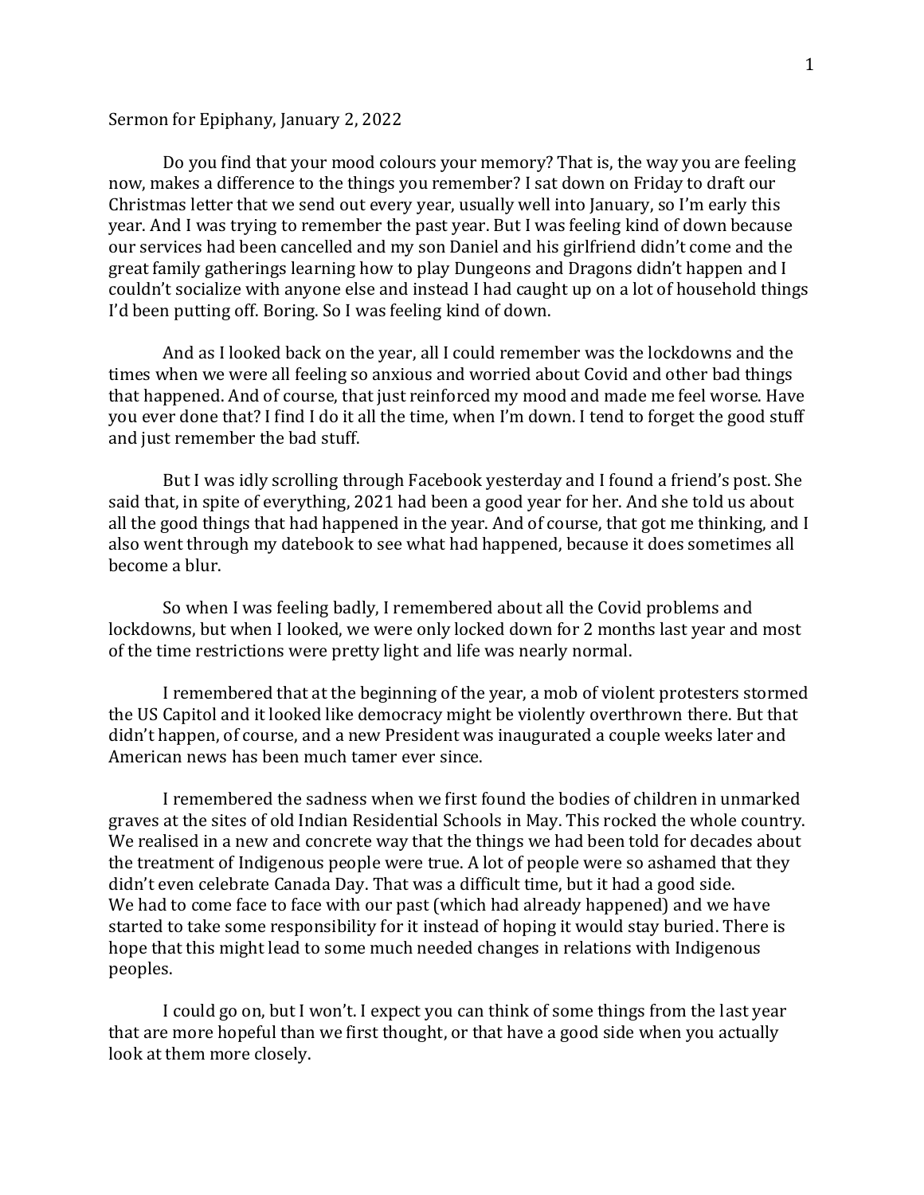Sermon for Epiphany, January 2, 2022

Do you find that your mood colours your memory? That is, the way you are feeling now, makes a difference to the things you remember? I sat down on Friday to draft our Christmas letter that we send out every year, usually well into January, so I'm early this year. And I was trying to remember the past year. But I was feeling kind of down because our services had been cancelled and my son Daniel and his girlfriend didn't come and the great family gatherings learning how to play Dungeons and Dragons didn't happen and I couldn't socialize with anyone else and instead I had caught up on a lot of household things I'd been putting off. Boring. So I was feeling kind of down.

And as I looked back on the year, all I could remember was the lockdowns and the times when we were all feeling so anxious and worried about Covid and other bad things that happened. And of course, that just reinforced my mood and made me feel worse. Have you ever done that? I find I do it all the time, when I'm down. I tend to forget the good stuff and just remember the bad stuff.

But I was idly scrolling through Facebook yesterday and I found a friend's post. She said that, in spite of everything, 2021 had been a good year for her. And she told us about all the good things that had happened in the year. And of course, that got me thinking, and I also went through my datebook to see what had happened, because it does sometimes all become a blur.

So when I was feeling badly, I remembered about all the Covid problems and lockdowns, but when I looked, we were only locked down for 2 months last year and most of the time restrictions were pretty light and life was nearly normal.

I remembered that at the beginning of the year, a mob of violent protesters stormed the US Capitol and it looked like democracy might be violently overthrown there. But that didn't happen, of course, and a new President was inaugurated a couple weeks later and American news has been much tamer ever since.

I remembered the sadness when we first found the bodies of children in unmarked graves at the sites of old Indian Residential Schools in May. This rocked the whole country. We realised in a new and concrete way that the things we had been told for decades about the treatment of Indigenous people were true. A lot of people were so ashamed that they didn't even celebrate Canada Day. That was a difficult time, but it had a good side. We had to come face to face with our past (which had already happened) and we have started to take some responsibility for it instead of hoping it would stay buried. There is hope that this might lead to some much needed changes in relations with Indigenous peoples.

I could go on, but I won't. I expect you can think of some things from the last year that are more hopeful than we first thought, or that have a good side when you actually look at them more closely.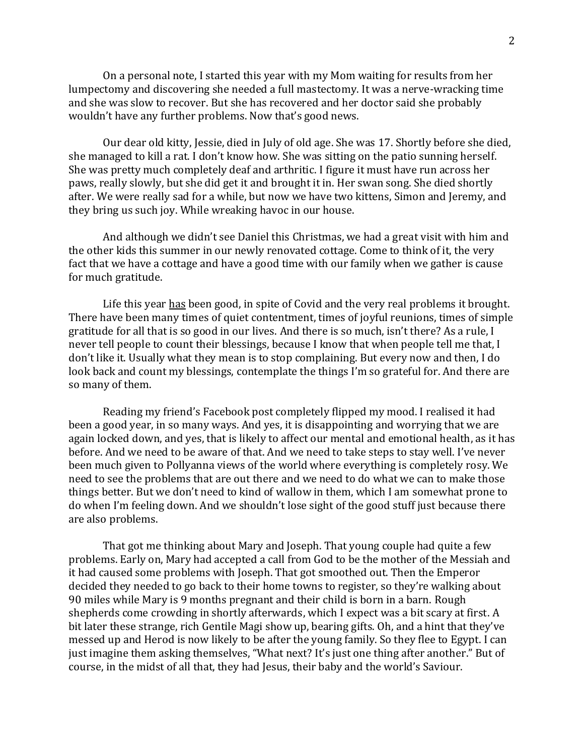On a personal note, I started this year with my Mom waiting for results from her lumpectomy and discovering she needed a full mastectomy. It was a nerve-wracking time and she was slow to recover. But she has recovered and her doctor said she probably wouldn't have any further problems. Now that's good news.

Our dear old kitty, Jessie, died in July of old age. She was 17. Shortly before she died, she managed to kill a rat. I don't know how. She was sitting on the patio sunning herself. She was pretty much completely deaf and arthritic. I figure it must have run across her paws, really slowly, but she did get it and brought it in. Her swan song. She died shortly after. We were really sad for a while, but now we have two kittens, Simon and Jeremy, and they bring us such joy. While wreaking havoc in our house.

And although we didn't see Daniel this Christmas, we had a great visit with him and the other kids this summer in our newly renovated cottage. Come to think of it, the very fact that we have a cottage and have a good time with our family when we gather is cause for much gratitude.

Life this year <u>has</u> been good, in spite of Covid and the very real problems it brought. There have been many times of quiet contentment, times of joyful reunions, times of simple gratitude for all that is so good in our lives. And there is so much, isn't there? As a rule, I never tell people to count their blessings, because I know that when people tell me that, I don't like it. Usually what they mean is to stop complaining. But every now and then, I do look back and count my blessings, contemplate the things I'm so grateful for. And there are so many of them.

Reading my friend's Facebook post completely flipped my mood. I realised it had been a good year, in so many ways. And yes, it is disappointing and worrying that we are again locked down, and yes, that is likely to affect our mental and emotional health, as it has before. And we need to be aware of that. And we need to take steps to stay well. I've never been much given to Pollyanna views of the world where everything is completely rosy. We need to see the problems that are out there and we need to do what we can to make those things better. But we don't need to kind of wallow in them, which I am somewhat prone to do when I'm feeling down. And we shouldn't lose sight of the good stuff just because there are also problems.

That got me thinking about Mary and Joseph. That young couple had quite a few problems. Early on, Mary had accepted a call from God to be the mother of the Messiah and it had caused some problems with Joseph. That got smoothed out. Then the Emperor decided they needed to go back to their home towns to register, so they're walking about 90 miles while Mary is 9 months pregnant and their child is born in a barn. Rough shepherds come crowding in shortly afterwards, which I expect was a bit scary at first. A bit later these strange, rich Gentile Magi show up, bearing gifts. Oh, and a hint that they've messed up and Herod is now likely to be after the young family. So they flee to Egypt. I can just imagine them asking themselves, "What next? It's just one thing after another." But of course, in the midst of all that, they had Jesus, their baby and the world's Saviour.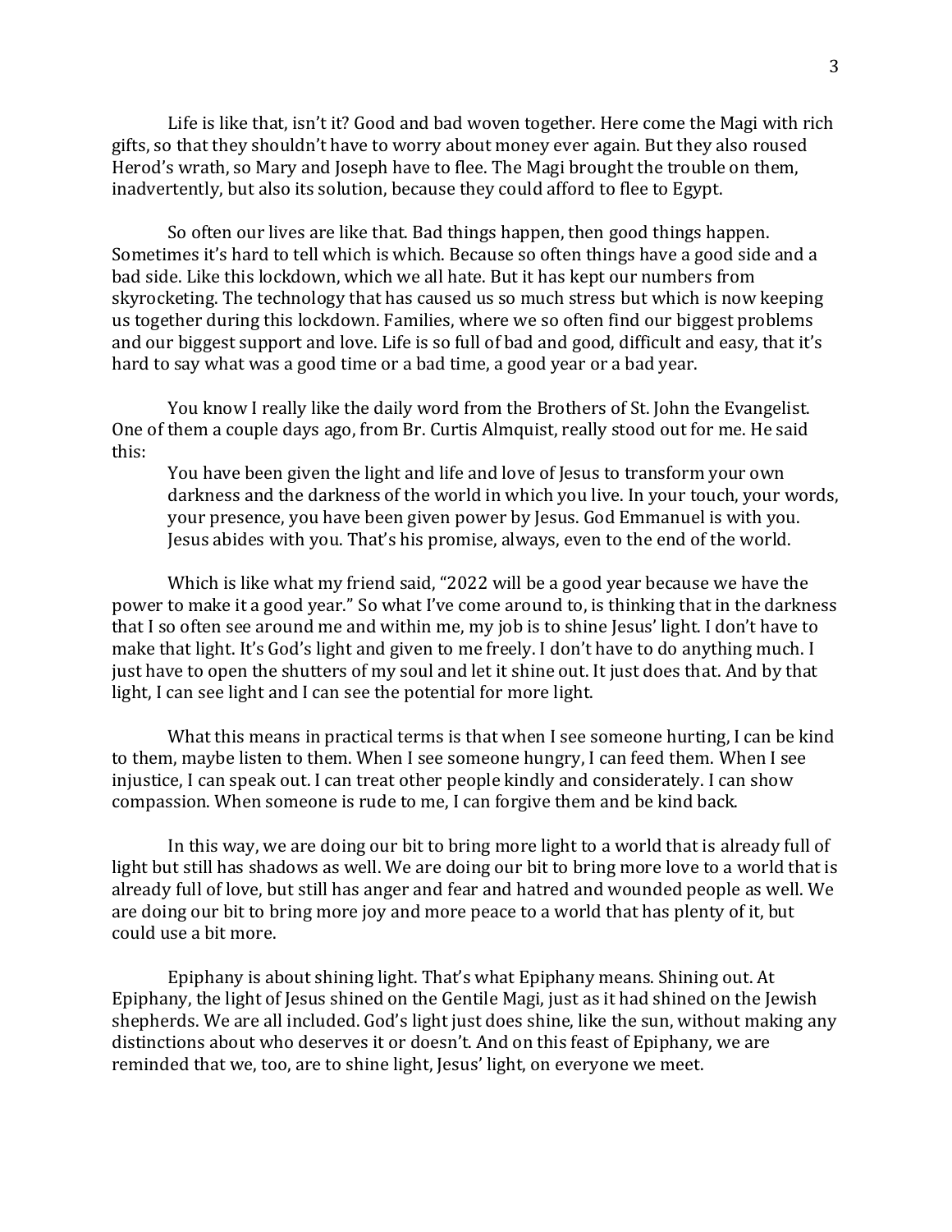Life is like that, isn't it? Good and bad woven together. Here come the Magi with rich gifts, so that they shouldn't have to worry about money ever again. But they also roused Herod's wrath, so Mary and Joseph have to flee. The Magi brought the trouble on them, inadvertently, but also its solution, because they could afford to flee to Egypt.

So often our lives are like that. Bad things happen, then good things happen. Sometimes it's hard to tell which is which. Because so often things have a good side and a bad side. Like this lockdown, which we all hate. But it has kept our numbers from skyrocketing. The technology that has caused us so much stress but which is now keeping us together during this lockdown. Families, where we so often find our biggest problems and our biggest support and love. Life is so full of bad and good, difficult and easy, that it's hard to say what was a good time or a bad time, a good year or a bad year.

You know I really like the daily word from the Brothers of St. John the Evangelist. One of them a couple days ago, from Br. Curtis Almquist, really stood out for me. He said this:

> You have been given the light and life and love of Jesus to transform your own darkness and the darkness of the world in which you live. In your touch, your words, your presence, you have been given power by Jesus. God Emmanuel is with you. Jesus abides with you. That's his promise, always, even to the end of the world.

Which is like what my friend said, "2022 will be a good year because we have the power to make it a good year." So what I've come around to, is thinking that in the darkness that I so often see around me and within me, my job is to shine Jesus' light. I don't have to make that light. It's God's light and given to me freely. I don't have to do anything much. I just have to open the shutters of my soul and let it shine out. It just does that. And by that light, I can see light and I can see the potential for more light.

What this means in practical terms is that when I see someone hurting, I can be kind to them, maybe listen to them. When I see someone hungry, I can feed them. When I see injustice, I can speak out. I can treat other people kindly and considerately. I can show compassion. When someone is rude to me, I can forgive them and be kind back.

In this way, we are doing our bit to bring more light to a world that is already full of light but still has shadows as well. We are doing our bit to bring more love to a world that is already full of love, but still has anger and fear and hatred and wounded people as well. We are doing our bit to bring more joy and more peace to a world that has plenty of it, but could use a bit more.

Epiphany is about shining light. That's what Epiphany means. Shining out. At Epiphany, the light of Jesus shined on the Gentile Magi, just as it had shined on the Jewish shepherds. We are all included. God's light just does shine, like the sun, without making any distinctions about who deserves it or doesn't. And on this feast of Epiphany, we are reminded that we, too, are to shine light, Jesus' light, on everyone we meet.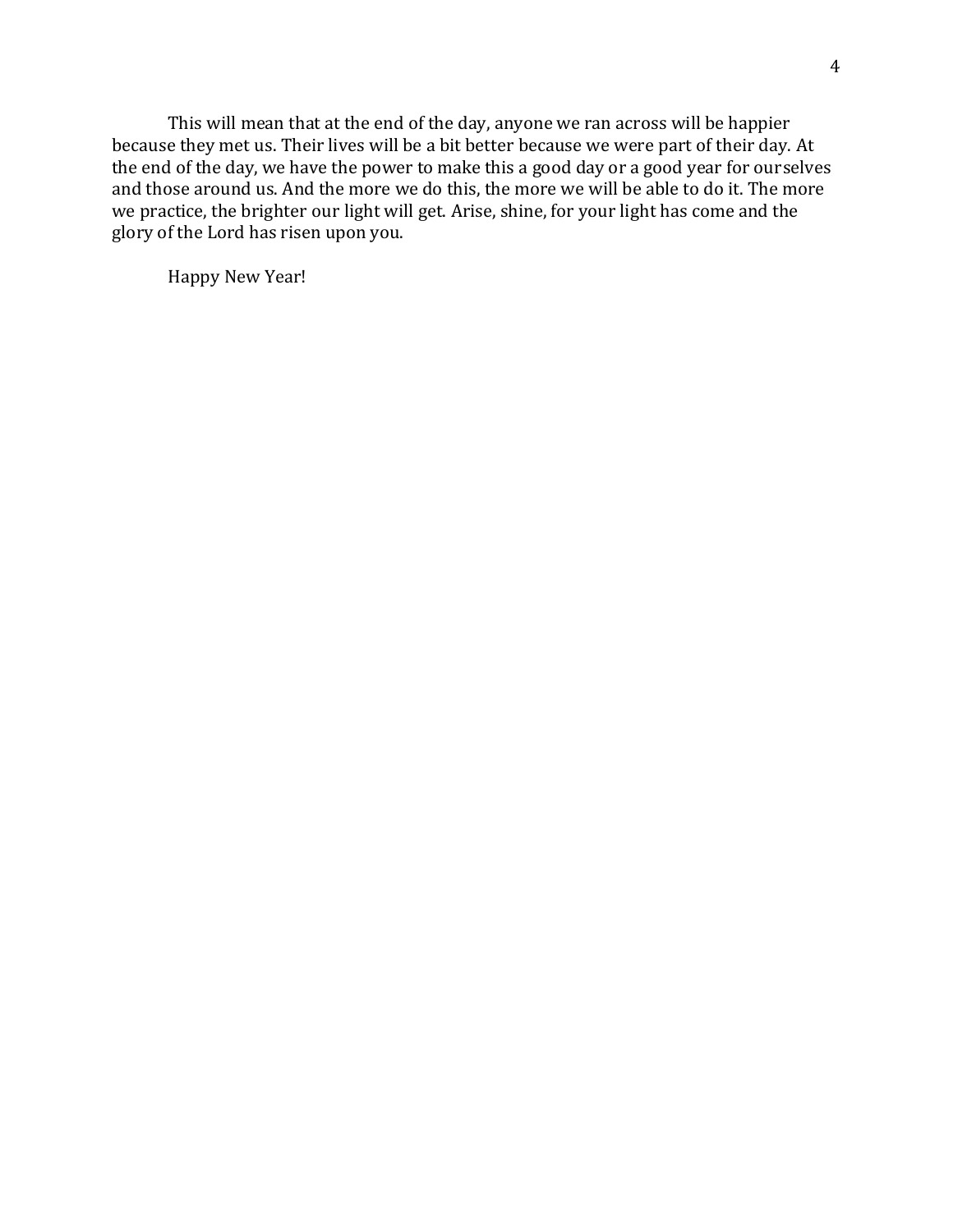This will mean that at the end of the day, anyone we ran across will be happier because they met us. Their lives will be a bit better because we were part of their day. At the end of the day, we have the power to make this a good day or a good year for ourselves and those around us. And the more we do this, the more we will be able to do it. The more we practice, the brighter our light will get. Arise, shine, for your light has come and the glory of the Lord has risen upon you.

Happy New Year!